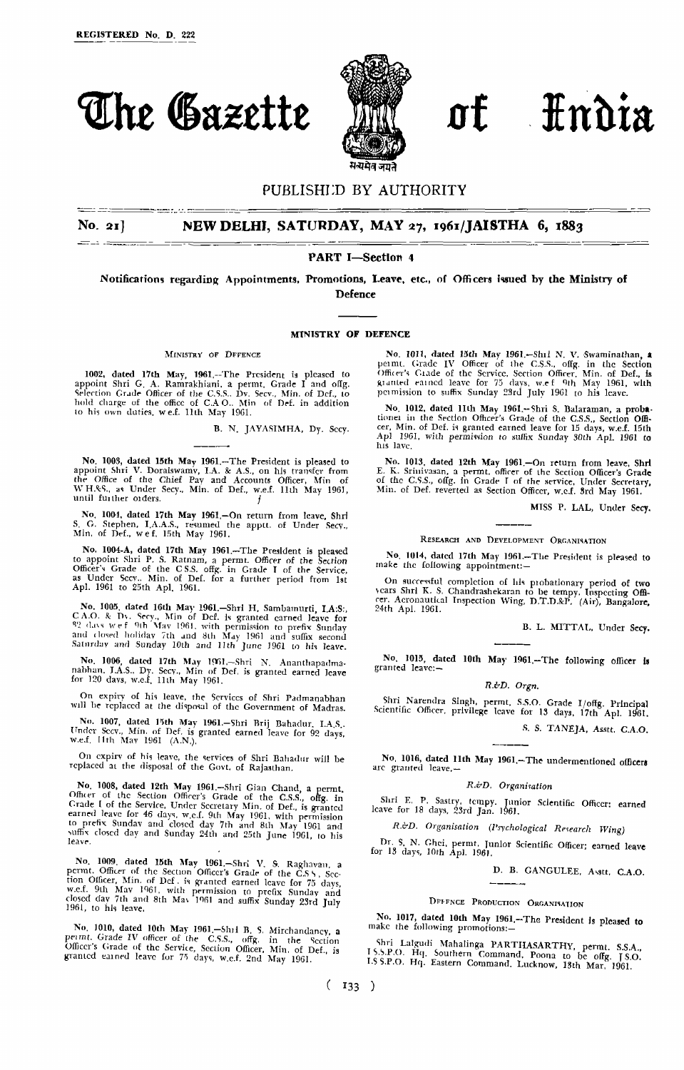REGISTERED No. D. 222

# The Gazette of India

सत्यमेव जयते

PUBLISHED BY AUTHORITY

**No. 21] NEW DELHI, SATURDAY, MAY 27, 1961/JAISTHA 6, 1883**

## PART I—Section 4

**Notifications regarding Appointments, Promotions, Leave, etc., of Officers issued by the Ministry of Defence**

## MINISTRY OF DEFENCE

MINISTRY OF DEFENCE

1002, dated 17th May, 1961.—The President is pleased to appoint Shri G. A. Ramrakhiani, a permt. Grade I and offg. Selection Grade Officer of the C.S.S., Dy. Secy., Min. of Def., to hold charge of the office of C.A.O., Min. of Def. in addition to his own duties. w.e.f. 11th May 1961.

B. N. JAYASIMHA, Dy. Secy.

No. 1003, dated 15th May 1961.—The President is pleased to appoint Shri V. Doraiswamy, I.A. & A.S., on his transfer from the Office of the Chief Pay and Accounts Officer, Min. of W.H.&S., as Under Secy., Min. of Def., w.e.f. 11th May 1961, until further orders.

No. 1004, dated 17th May 1961.—On return from leave, Shri S. G. Stephen, I.A.A.S., resumed the apptt. of Under Secy., Min. of Def., w.e.f. 15th May 1961.

No. 1004-A, dated 17th May 1961.—The President is pleased to appoint Shri P. S. Ratnam, a permt. Officer of the Section Officer's Grade of the C.S.S. offg. in Grade I of the Service, as Under Secy., Min. of Def. for a further period from 1st Apl. 1961 to 25th Apl. 1961.

No. 1005, dated 16th May 1961.—Shri H. Sambamurti, I.A.S., C.A.O. & Dy. Secy., Min of Def. is granted earned leave for 82 days w.e.f. 9th May 1961, with permission to prefix Sunday and closed holiday 7th and 8th May 1961 and suffix second Saturday and Sunday 10th and 11th June 1961 to his leave.

No. 1006, dated 17th May 1961.—Shri N. Ananthapadmanabhan, I.A.S., Dy. Secy., Min of Def. is granted earned leave for 120 days, w.e.f. 11th May 1961.

On expiry of his leave, the Services of Shri Padmanabhan will be replaced at the disposal of the Government of Madras.

No. 1007, dated 15th May 1961.—Shri Brij Bahadur, I.A.S., Under Secy., Min. of Def. is granted earned leave for 92 days, w.e.f. 11th May 1961 (A.N.).

On expiry of his leave, the services of Shri Bahadur will be replaced at the disposal of the Govt. of Rajasthan.

No. 1008, dated 12th May 1961.—Shri Gian Chand, a permt. Officer of the Section Officer's Grade of the C.S.S., offg. in Grade I of the Service, Under Secretary Min. of Def., is granted earned leave for 46 days, w.e.f. 9th May 1961, with permission to prefix Sunday and closed day 7th and 8th May 1961 and suffix closed day and Sunday 24th and 25th June 1961, to his leave.

No. 1009, dated 15th May 1961.—Shri V. S. Raghavan, a permt. Officer of the Section Officer's Grade of the C.S.S., Section Officer, Min. of Def., is granted earned leave for 75 days, w.e.f. 9th May 1961, with permission to prefix Sunday and closed day 7th and 8th May 1961 and suffix Sunday 23rd July 1961, to his leave.

No. 1010, dated 10th May 1961.—Shri B. S. Mirchandancy, a permt. Grade IV officer of the C.S.S., offg. in the Section Officer's Grade of the Service, Section Officer, Min. of Def., is granted earned leave for 75 days, w.e.f. 2nd May 1961.

No. 1011, dated 15th May 1961.—Shri N. V. Swaminathan, a permt. Grade IV Officer of the C.S.S., offg. in the Section Officer's Grade of the Service, Section Officer, Min. of Def., is granted earned leave for 75 days, w.e.f. 9th May 1961, with permission to suffix Sunday 23rd July 1961 to his leave.

No. 1012, dated 11th May 1961.—Shri S. Balaraman, a probationer in the Section Officer's Grade of the C.S.S., Section Officer, Min. of Def. is granted earned leave for 15 days, w.e.f. 15th Apl 1961, with permission to suffix Sunday 30th Apl. 1961 to his lave.

No. 1013, dated 12th May 1961.—On return from leave, Shri E. K. Srinivasan, a permt. officer of the Section Officer's Grade of the C.S.S., offg. in Grade I of the service, Under Secretary, Min. of Def. reverted as Section Officer, w.e.f. 3rd May 1961.

MISS P. LAL, Under Secy.

RESEARCH AND DEVELOPMENT ORGANISATION

No. 1014, dated 17th May 1961.—The President is pleased to make the following appointment:—

On successful completion of his probationary period of two years Shri K. S. Chandrashekaran to be tempy. Inspecting Officer, Aeronautical Inspection Wing, D.T.D.&P. (Air), Bangalore, 24th Apl. 1961.

B. L. MITTAL, Under Secy.

No. 1015, dated 10th May 1961.—The following officer is granted leave:—

*R.&D. Orgn.*

Shri Narendra Singh, permt. S.S.O. Grade I/offg. Principal Scientific Officer, privilege leave for 13 days, 17th Apl. 1961.

S. S. TANEJA, Asstt. C.A.O.

No. 1016, dated 11th May 1961.—The undermentioned officers are granted leave.—

*R.&D. Organisation*

Shri E. P. Sastry, tempy. Junior Scientific Officer: earned leave for 18 days, 23rd Jan. 1961.

*R.&D. Organisation (Psychological Research Wing)*

Dr. S. N. Ghei, permt. Junior Scientific Officer; earned leave for 13 days, 10th Apl. 1961.

D. B. GANGULEE, Asstt. C.A.O.

DEFENCE PRODUCTION ORGANISATION

No. 1017, dated 10th May 1961.—The President is pleased to make the following promotions:—

Shri Lalgudi Mahalinga PARTHASARTHY, permt. S.S.A., I.S.S.P.O. Hq. Southern Command, Poona to be offg. I.S.O. I.S.S.P.O. Hq. Eastern Command, Lucknow, 13th Mar. 1961.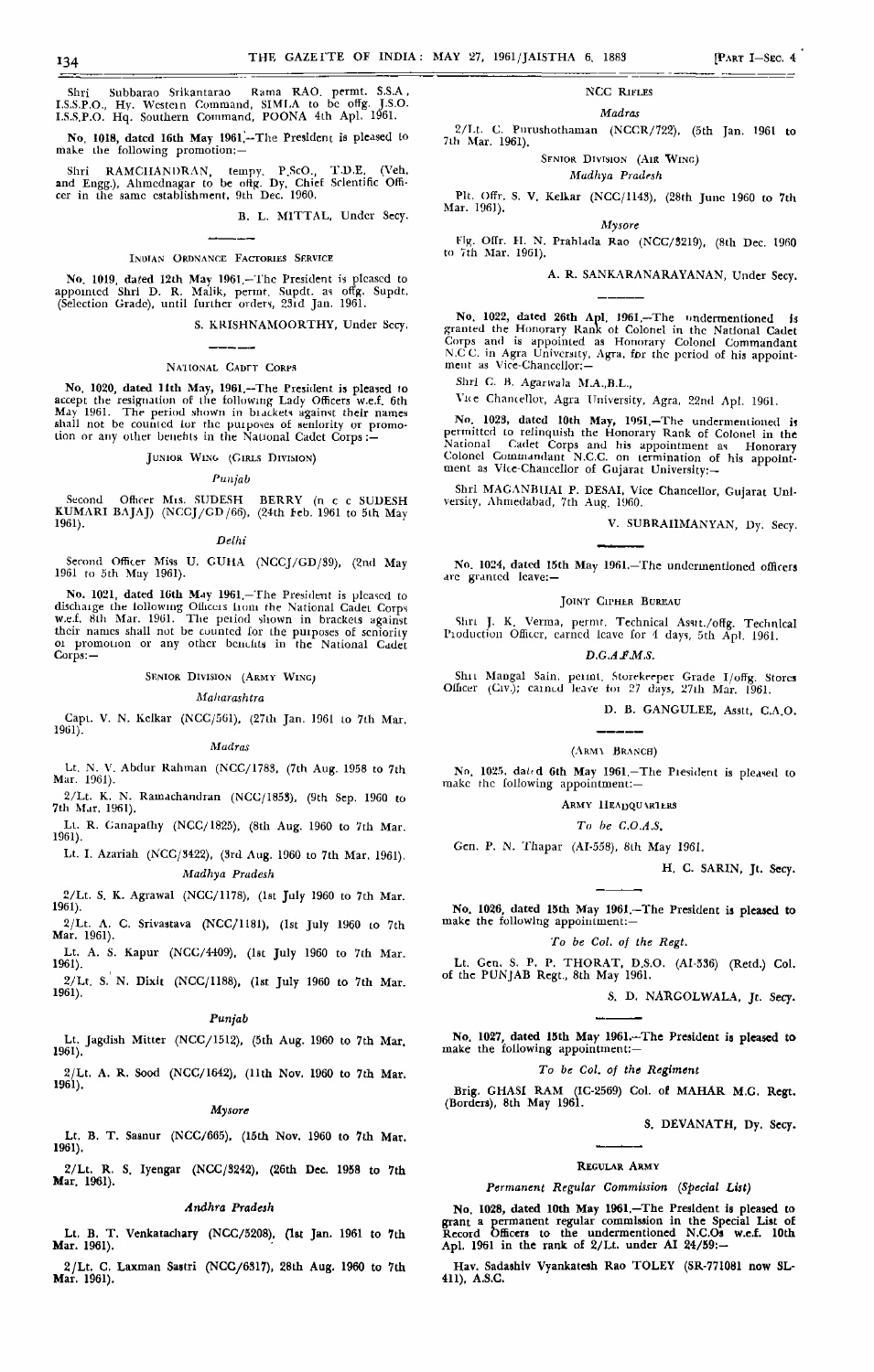Shri Subbarao Srikantarao Rama RAO, permt. S.S.A., I.S.S.P.O., Hy. Western Command, SIMLA to be offg. J.S.O. I.S.S.P.O. Hq. Southern Command, POONA 4th Apl. 1961.

No. 1018, dated 16th May 1961.—The President is pleased to make the following promotion:—

Shri RAMCHANDRAN, tempy. P.ScO., T.D.E. (Veh. and Engg.), Ahmednagar to be offg. Dy. Chief Scientific Officer in the same establishment, 9th Dec. 1960.

B. L. MITTAL, Under Secy.

### INDIAN ORDNANCE FACTORIES SERVICE

No. 1019, dated 12th May 1961.—The President is pleased to appointed Shri D. R. Malik, permt. Supdt. as offg. Supdt. (Selection Grade), until further orders, 23rd Jan. 1961.

S. KRISHNAMOORTHY, Under Secy.

### NATIONAL CADET CORPS

No. 1020, dated 11th May, 1961.—The President is pleased to accept the resignation of the following Lady Officers w.e.f. 6th May 1961. The period shown in brackets against their names shall not be counted for the purposes of seniority or promotion or any other benefits in the National Cadet Corps:—

#### JUNIOR WING (GIRLS DIVISION)

*Punjab*

Second Officer Mrs. SUDESH BERRY (n e e SUDESH KUMARI BAJAJ) (NCCJ/GD/66), (24th Feb. 1961 to 5th May 1961).

*Delhi*

Second Officer Miss U. GUHA (NCCJ/GD/89), (2nd May 1961 to 5th May 1961).

No. 1021, dated 16th May 1961.—The President is pleased to discharge the following Officers from the National Cadet Corps w.e.f. 8th Mar. 1961. The period shown in brackets against their names shall not be counted for the purposes of seniority or promotion or any other benefits in the National Cadet Corps:—

#### SENIOR DIVISION (ARMY WING)

*Maharashtra*

Capt. V. N. Kelkar (NCC/561), (27th Jan. 1961 to 7th Mar. 1961).

*Madras*

Lt. N. V. Abdur Rahman (NCC/1783, (7th Aug. 1958 to 7th Mar. 1961).

2/Lt. K. N. Ramachandran (NCC/1853), (9th Sep. 1960 to 7th Mar. 1961).

Lt. R. Ganapathy (NCC/1825), (8th Aug. 1960 to 7th Mar. 1961).

Lt. I. Azariah (NCC/3422), (3rd Aug. 1960 to 7th Mar. 1961).

*Madhya Pradesh*

2/Lt. S. K. Agrawal (NCC/1178), (1st July 1960 to 7th Mar. 1961).

2/Lt. A. C. Srivastava (NCC/1181), (1st July 1960 to 7th Mar. 1961).

Lt. A. S. Kapur (NCC/4409), (1st July 1960 to 7th Mar. 1961).

2/Lt. S. N. Dixit (NCC/1188), (1st July 1960 to 7th Mar. 1961).

*Punjab*

Lt. Jagdish Mitter (NCC/1512), (5th Aug. 1960 to 7th Mar. 1961).

2/Lt. A. R. Sood (NCC/1642), (11th Nov. 1960 to 7th Mar. 1961).

*Mysore*

Lt. B. T. Sasnur (NCC/665), (15th Nov. 1960 to 7th Mar. 1961).

2/Lt. R. S. Iyengar (NCC/3242), (26th Dec. 1958 to 7th Mar. 1961).

*Andhra Pradesh*

Lt. B. T. Venkatachary (NCC/5208), (1st Jan. 1961 to 7th Mar. 1961).

2/Lt. C. Laxman Sastri (NCC/6317), 28th Aug. 1960 to 7th Mar. 1961).

#### NCC RIFLES

*Madras*

2/Lt. C. Purushothaman (NCCR/722), (5th Jan. 1961 to 7th Mar. 1961).

#### SENIOR DIVISION (AIR WING)

*Madhya Pradesh*

Plt. Offr. S. V. Kelkar (NCC/1143), (28th June 1960 to 7th Mar. 1961).

*Mysore*

Flg. Offr. H. N. Prahlada Rao (NCC/3219), (8th Dec. 1960 to 7th Mar. 1961).

A. R. SANKARANARAYANAN, Under Secy.

No. 1022, dated 26th Apl. 1961.—The undermentioned is granted the Honorary Rank of Colonel in the National Cadet Corps and is appointed as Honorary Colonel Commandant N.C.C. in Agra University, Agra, for the period of his appointment as Vice-Chancellor:—

Shri C. B. Agarwala M.A.,B.L.,

Vice Chancellor, Agra University, Agra, 22nd Apl. 1961.

No. 1023, dated 10th May, 1961.—The undermentioned is permitted to relinquish the Honorary Rank of Colonel in the National Cadet Corps and his appointment as Honorary Colonel Commandant N.C.C. on termination of his appointment as Vice-Chancellor of Gujarat University:—

Shri MAGANBHAI P. DESAI, Vice Chancellor, Gujarat University, Ahmedabad, 7th Aug. 1960.

V. SUBRAHMANYAN, Dy. Secy.

No. 1024, dated 15th May 1961.—The undermentioned officers are granted leave:—

#### JOINT CIPHER BUREAU

Shri J. K. Verma, permt. Technical Asstt./offg. Technical Production Officer, earned leave for 4 days, 5th Apl. 1961.

*D.G.A.F.M.S.*

Shri Mangal Sain, permt. Storekeeper Grade I/offg. Stores Officer (Civ.); earned leave for 27 days, 27th Mar. 1961.

D. B. GANGULEE, Asstt. C.A.O.

### (ARMY BRANCH)

No. 1025, dated 6th May 1961.—The President is pleased to make the following appointment:—

#### ARMY HEADQUARTERS

*To be C.O.A.S.*

Gen. P. N. Thapar (AI-558), 8th May 1961.

H. C. SARIN, Jt. Secy.

No. 1026, dated 15th May 1961.—The President is pleased to make the following appointment:—

*To be Col. of the Regt.*

Lt. Gen. S. P. P. THORAT, D.S.O. (AI-536) (Retd.) Col. of the PUNJAB Regt., 8th May 1961.

S. D. NARGOLWALA, Jt. Secy.

No. 1027, dated 15th May 1961.—The President is pleased to make the following appointment:—

*To be Col. of the Regiment*

Brig. GHASI RAM (IC-2569) Col. of MAHAR M.G. Regt. (Borders), 8th May 1961.

S. DEVANATH, Dy. Secy.

### REGULAR ARMY

*Permanent Regular Commission (Special List)*

No. 1028, dated 10th May 1961.—The President is pleased to grant a permanent regular commission in the Special List of Record Officers to the undermentioned N.C.Os w.e.f. 10th Apl. 1961 in the rank of 2/Lt. under AI 24/59:—

Hav. Sadashiv Vyankatesh Rao TOLEY (SR-771081 now SL-411), A.S.C.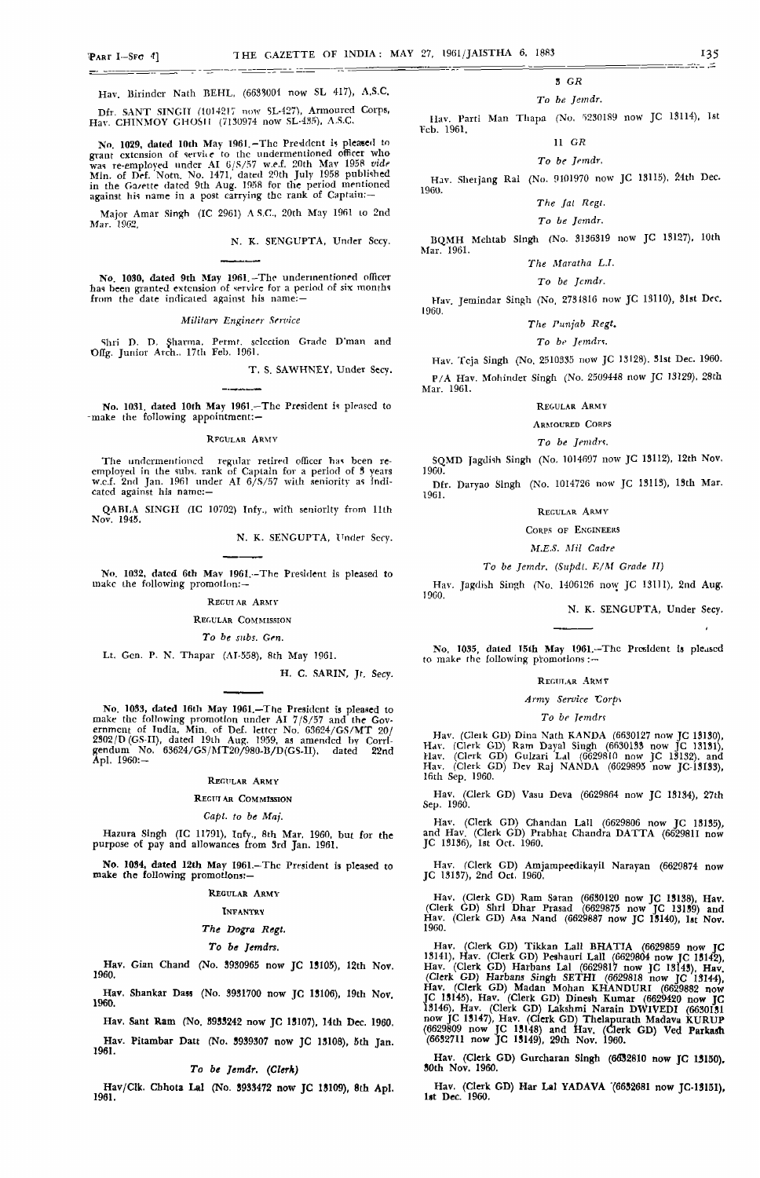Hav. Birinder Nath BEHL, (6633001 now SL 417), A.S.C.

Dfr. SANT SINGH (1014217 now SL-427), Armoured Corps,
Hav. CHINMOY GHOSH (7130974 now SL-435), A.S.C.

No. 1029, dated 10th May 1961.—The President is pleased to grant extension of service to the undermentioned officer who was re-employed under AI 6/S/57 w.e.f. 20th May 1958 *vide* Min. of Def. Notn. No. 1471, dated 29th July 1958 published in the Gazette dated 9th Aug. 1958 for the period mentioned against his name in a post carrying the rank of Captain:—

Major Amar Singh (IC 2961) A.S.C., 20th May 1961 to 2nd Mar. 1962.

N. K. SENGUPTA, Under Secy.

---

No. 1030, dated 9th May 1961.—The undermentioned officer has been granted extension of service for a period of six months from the date indicated against his name:—

*Military Engineer Service*

Shri D. D. Sharma, Permt. selection Grade D'man and Offg. Junior Arch., 17th Feb. 1961.

T. S. SAWHNEY, Under Secy.

---

No. 1031, dated 10th May 1961.—The President is pleased to make the following appointment:—

REGULAR ARMY

The undermentioned regular retired officer has been re-employed in the subs. rank of Captain for a period of 5 years w.e.f. 2nd Jan. 1961 under AI 6/S/57 with seniority as indicated against his name:—

QABLA SINGH (IC 10702) Infy., with seniority from 11th Nov. 1945.

N. K. SENGUPTA, Under Secy.

---

No. 1032, dated 6th May 1961.—The President is pleased to make the following promotion:—

REGULAR ARMY

REGULAR COMMISSION

*To be subs. Gen.*

Lt. Gen. P. N. Thapar (AI-558), 8th May 1961.

H. C. SARIN, Jt. Secy.

---

No. 1033, dated 16th May 1961.—The President is pleased to make the following promotion under AI 7/S/57 and the Government of India, Min. of Def. letter No. 63624/GS/MT 20/2802/D (GS-II), dated 19th Aug. 1959, as amended by Corrigendum No. 63624/GS/MT20/980-B/D(GS-II), dated 22nd Apl. 1960:—

REGULAR ARMY

REGULAR COMMISSION

*Capt. to be Maj.*

Hazura Singh (IC 11791), Infy., 8th Mar. 1960, but for the purpose of pay and allowances from 3rd Jan. 1961.

No. 1034, dated 12th May 1961.—The President is pleased to make the following promotions:—

REGULAR ARMY

INFANTRY

*The Dogra Regt.*

*To be Jemdrs.*

Hav. Gian Chand (No. 3930965 now JC 13105), 12th Nov. 1960.

Hav. Shankar Dass (No. 3931700 now JC 13106), 19th Nov. 1960.

Hav. Sant Ram (No. 3933242 now JC 13107), 14th Dec. 1960.

Hav. Pitambar Datt (No. 3939307 now JC 13108), 5th Jan. 1961.

*To be Jemdr. (Clerk)*

Hav/Clk. Chhota Lal (No. 3933472 now JC 13109), 8th Apl. 1961.

*3 GR*

*To be Jemdr.*

Hav. Parti Man Thapa (No. 5230189 now JC 13114), 1st Feb. 1961.

*11 GR*

*To be Jemdr.*

Hav. Sherjang Rai (No. 9101970 now JC 13115), 24th Dec. 1960.

*The Jat Regt.*

*To be Jemdr.*

BQMH Mehtab Singh (No. 3136819 now JC 13127), 10th Mar. 1961.

*The Maratha L.I.*

*To be Jemdr.*

Hav. Jemindar Singh (No. 2731816 now JC 13110), 31st Dec. 1960.

*The Punjab Regt.*

*To be Jemdrs.*

Hav. Teja Singh (No. 2510335 now JC 13128), 31st Dec. 1960.

P/A Hav. Mohinder Singh (No. 2509448 now JC 13129), 28th Mar. 1961.

REGULAR ARMY

ARMOURED CORPS

*To be Jemdrs.*

SQMD Jagdish Singh (No. 1014697 now JC 13112), 12th Nov. 1960.

Dfr. Daryao Singh (No. 1014726 now JC 13113), 13th Mar. 1961.

REGULAR ARMY

CORPS OF ENGINEERS

*M.E.S. Mil Cadre*

*To be Jemdr. (Supdt. E/M Grade II)*

Hav. Jagdish Singh (No. 1406126 now JC 13111), 2nd Aug. 1960.

N. K. SENGUPTA, Under Secy.

---

No. 1035, dated 15th May 1961.—The President is pleased to make the following promotions:—

REGULAR ARMY

*Army Service Corps*

*To be Jemdrs*

Hav. (Clerk GD) Dina Nath KANDA (6630127 now JC 13130), Hav. (Clerk GD) Ram Dayal Singh (6630133 now JC 13131), Hav. (Clerk GD) Gulzari Lal (6629810 now JC 13132), and Hav. (Clerk GD) Dev Raj NANDA (6629895 now JC-13133), 16th Sep. 1960.

Hav. (Clerk GD) Vasu Deva (6629864 now JC 13134), 27th Sep. 1960.

Hav. (Clerk GD) Chandan Lall (6629806 now JC 13135), and Hav. (Clerk GD) Prabhat Chandra DATTA (6629811 now JC 13136), 1st Oct. 1960.

Hav. (Clerk GD) Amjampeedikayil Narayan (6629874 now JC 13137), 2nd Oct. 1960.

Hav. (Clerk GD) Ram Saran (6630120 now JC 13138), Hav. (Clerk GD) Shri Dhar Prasad (6629875 now JC 13139) and Hav. (Clerk GD) Asa Nand (6629887 now JC 13140), 1st Nov. 1960.

Hav. (Clerk GD) Tikkan Lall BHATIA (6629859 now JC 13141), Hav. (Clerk GD) Peshauri Lall (6629804 now JC 13142), Hav. (Clerk GD) Harbans Lal (6629817 now JC 13143), Hav. (Clerk GD) Harbans Singh SETHI (6629818 now JC 13144), Hav. (Clerk GD) Madan Mohan KHANDURI (6629882 now JC 13145), Hav. (Clerk GD) Dinesh Kumar (6629420 now JC 13146), Hav. (Clerk GD) Lakshmi Narain DWIVEDI (6630131 now JC 13147), Hav. (Clerk GD) Thelapurath Madava KURUP (6629809 now JC 13148) and Hav. (Clerk GD) Ved Parkash (6632711 now JC 13149), 29th Nov. 1960.

Hav. (Clerk GD) Gurcharan Singh (6632810 now JC 13150), 30th Nov. 1960.

Hav. (Clerk GD) Har Lal YADAVA (6632681 now JC-13151), 1st Dec. 1960.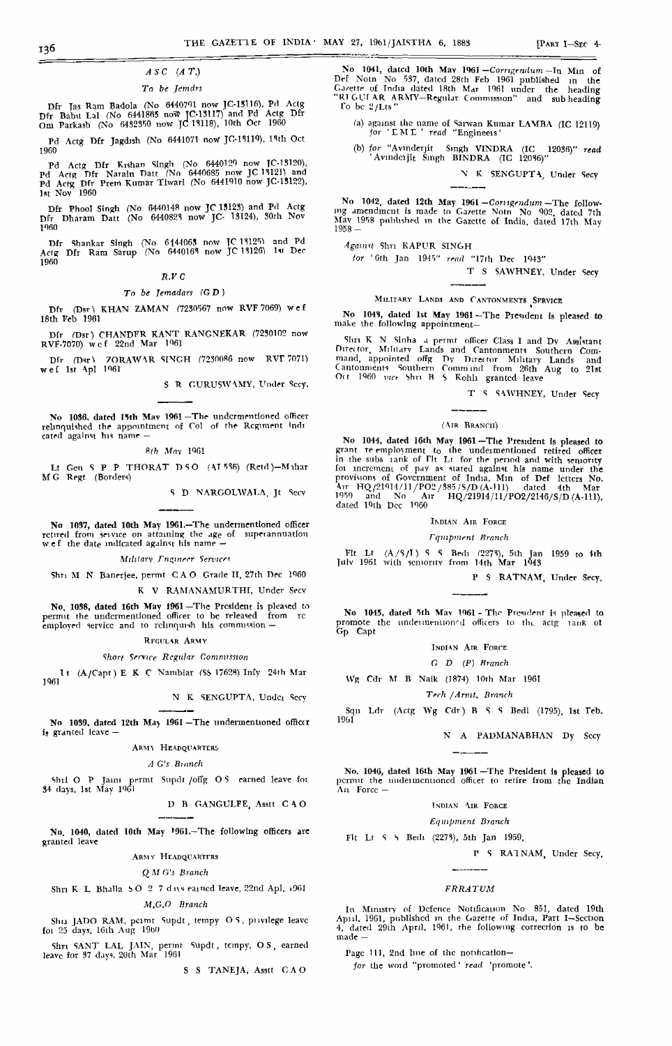### A S C (A T.)

*To be Jemdrs*

Dfr Jas Ram Badola (No 6440791 now JC-18116), Pd Actg Dfr Babu Lal (No 6441865 now JC-13117) and Pd Actg Dfr Om Parkash (No 6482350 now JC 18118), 10th Oct 1960

Pd Actg Dfr Jagdish (No 6441071 now JC-18119), 18th Oct 1960

Pd Actg Dfr Kishan Singh (No 6440129 now JC-18120), Pd Actg Dfr Narain Datt (No 6440685 now JC 18121) and Pd Actg Dfr Prem Kumar Tiwari (No 6441910 now JC-18122), 1st Nov 1960

Dfr Phool Singh (No 6440148 now JC 18123) and Pd Actg Dfr Dharam Datt (No 6440823 now JC- 18124), 30th Nov 1960

Dfr Shankar Singh (No 6144063 now JC 18125) and Pd Actg Dfr Ram Sarup (No 6440168 now JC 18126) 1st Dec 1960

### R.V C

*To be Jemadars (G D)*

Dfr (Dsr) KHAN ZAMAN (7230567 now RVF 7069) w e f 18th Feb 1961

Dfr (Dsr) CHANDER KANT RANGNEKAR (7230102 now RVF-7070) w e f 22nd Mar 1961

Dfr (Dsr) ZORAWAR SINGH (7230086 now RVF 7071) w e f 1st Apl 1961

S R GURUSWAMY, Under Secy.

---

No 1036, dated 13th May 1961—The undermentioned officer relinquished the appointment of Col of the Regiment indicated against his name —

*8th May 1961*

Lt Gen S P P THORAT D S O (AI 536) (Retd)—Mahar M G Regt (Borders)

S D NARGOLWALA, Jt Secy

---

No 1037, dated 10th May 1961.—The undermentioned officer retired from service on attaining the age of superannuation w e f the date indicated against his name —

*Military Engineer Services*

Shri M N Banerjee, permt C A O Grade II, 27th Dec 1960

K V RAMANAMURTHI, Under Secy

---

No. 1038, dated 16th May 1961 —The President is pleased to permit the undermentioned officer to be released from re employed service and to relinquish his commission —

REGULAR ARMY

*Short Service Regular Commission*

Lt (A/Capt) E K C Nambiar (SS 17628) Infy 24th Mar 1961

N K SENGUPTA, Under Secy

---

No 1039, dated 12th May 1961 —The undermentioned officer is granted leave —

ARMY HEADQUARTERS

*A G's Branch*

Shri O P Jain permt Supdt /offg O S earned leave for 34 days, 1st May 1961

D B GANGULEE, Asstt C A O

---

No. 1040, dated 10th May 1961.—The following officers are granted leave

ARMY HEADQUARTERS

*Q M G's Branch*

Shri K L Bhalla S O 2 7 days earned leave, 22nd Apl, 1961

*M.G.O Branch*

Shri JADO RAM, permt Supdt, tempy O S, privilege leave for 25 days, 16th Aug 1960

Shri SANT LAL JAIN, permt Supdt, tempy, O S, earned leave for 37 days, 20th Mar 1961

S S TANEJA, Asstt C A O

---

No 1041, dated 10th May 1961 —*Corrigendum* —In Min of Def Notn No 537, dated 28th Feb 1961 published in the Gazette of India dated 18th Mar 1961 under the heading "REGULAR ARMY—Regular Commission" and sub heading "To be 2/Lts "

(a) against the name of Sarwan Kumar LAMBA (IC 12119) *for* 'E M E ' *read* "Engineers'

(b) *for* "Avinderjit Singh VINDRA (IC 12086)" *read* 'Avinderjit Singh BINDRA (IC 12086)"

N K SENGUPTA, Under Secy

---

No 1042, dated 12th May 1961 —*Corrigendum* —The following amendment is made to Gazette Notn No 902, dated 7th May 1958 published in the Gazette of India, dated 17th May 1958 —

*Against* Shri KAPUR SINGH

*for* '6th Jan 1945" *read* "17th Dec 1943"

T S SAWHNEY, Under Secy

---

MILITARY LANDS AND CANTONMENTS SERVICE

No 1043, dated 1st May 1961 —The President is pleased to make the following appointment—

Shri K N Sinha a permt officer Class I and Dy Assistant Director, Military Lands and Cantonments Southern Command, appointed offg Dy Director Military Lands and Cantonments Southern Command from 26th Aug to 21st Oct 1960 *vice* Shri B S Kohli granted leave

T S SAWHNEY, Under Secy

---

(AIR BRANCH)

No 1044, dated 16th May 1961 —The President is pleased to grant re employment to the undermentioned retired officer in the subs rank of Flt Lt for the period and with seniority for increment of pay as stated against his name under the provisions of Government of India, Min of Def letters No. Air HQ/21914/11/PO2/385/S/D (A-111) dated 4th Mar 1959 and No Air HQ/21914/11/PO2/2146/S/D (A-111), dated 19th Dec 1960

INDIAN AIR FORCE

*Equipment Branch*

Flt Lt (A/S/L) S S Bedi (2273), 5th Jan 1959 to 4th July 1961 with seniority from 14th Mar 1943

P S RATNAM, Under Secy.

---

No 1045, dated 5th May 1961 - The President is pleased to promote the undermentioned officers to the actg rank of Gp Capt

INDIAN AIR FORCE

*G D (P) Branch*

Wg Cdr M B Naik (1874) 10th Mar 1961

*Tech /Armt. Branch*

Sqn Ldr (Actg Wg Cdr) B S S Bedi (1795), 1st Feb. 1961

N A PADMANABHAN Dy Secy

---

No. 1046, dated 16th May 1961 —The President is pleased to permit the undermentioned officer to retire from the Indian Air Force —

INDIAN AIR FORCE

*Equipment Branch*

Flt Lt S S Bedi (2273), 5th Jan 1959.

P S RATNAM, Under Secy.

---

*ERRATUM*

In Ministry of Defence Notification No 851, dated 19th April, 1961, published in the Gazette of India, Part I—Section 4, dated 29th April, 1961, the following correction is to be made —

Page 111, 2nd line of the notification—

*for* the word "promoted' *read* 'promote'.